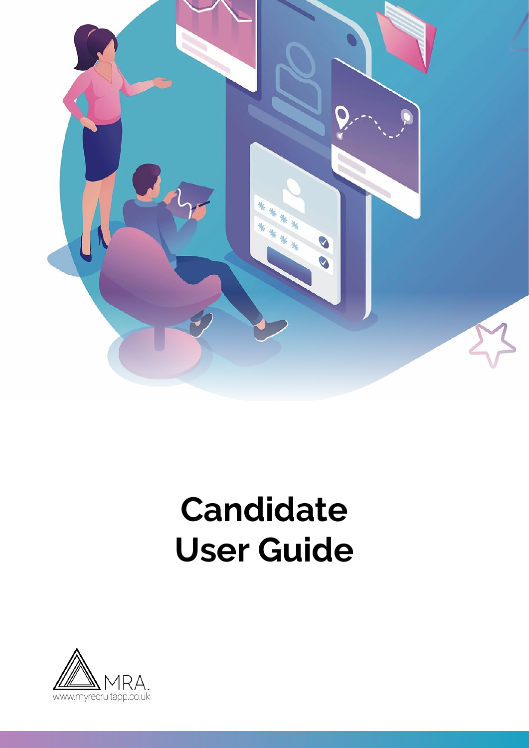# Candidate User Guide

MRA.

www.myrecruitapp.co.uk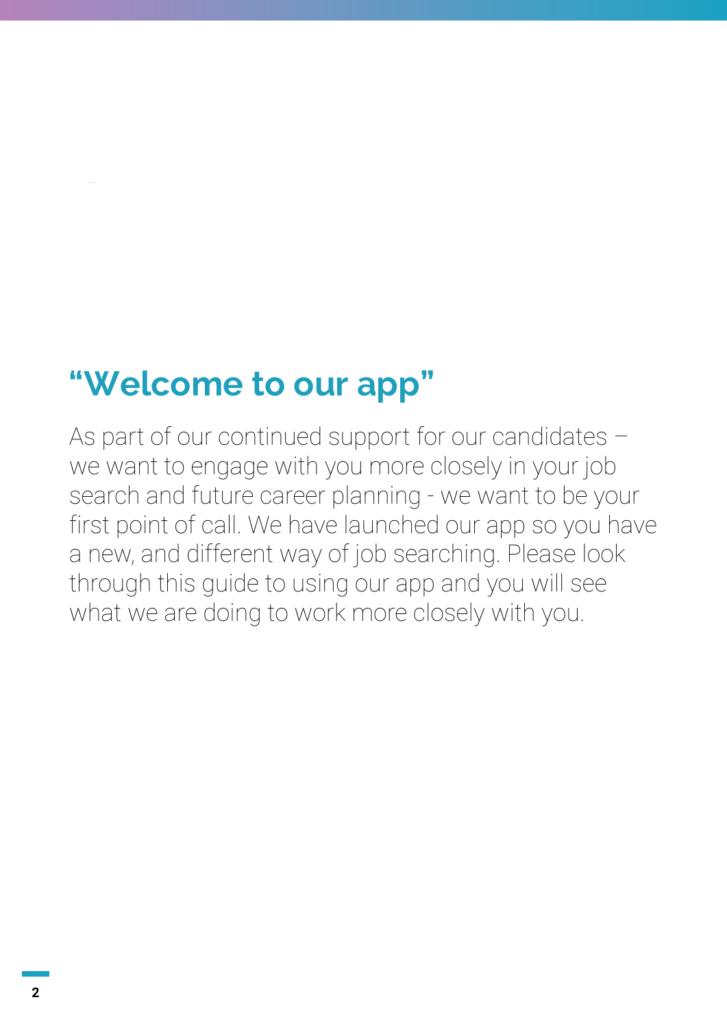## “Welcome to our app”

As part of our continued support for our candidates – we want to engage with you more closely in your job search and future career planning - we want to be your first point of call. We have launched our app so you have a new, and different way of job searching. Please look through this guide to using our app and you will see what we are doing to work more closely with you.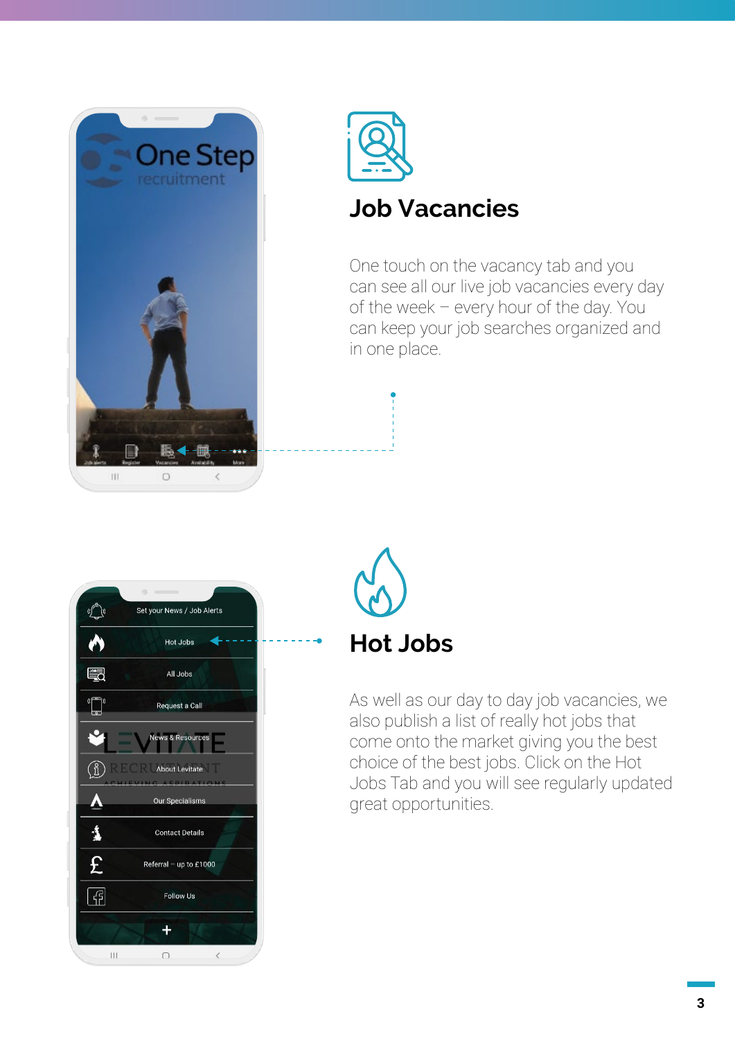## Job Vacancies

One touch on the vacancy tab and you can see all our live job vacancies every day of the week – every hour of the day. You can keep your job searches organized and in one place.

## Hot Jobs

As well as our day to day job vacancies, we also publish a list of really hot jobs that come onto the market giving you the best choice of the best jobs. Click on the Hot Jobs Tab and you will see regularly updated great opportunities.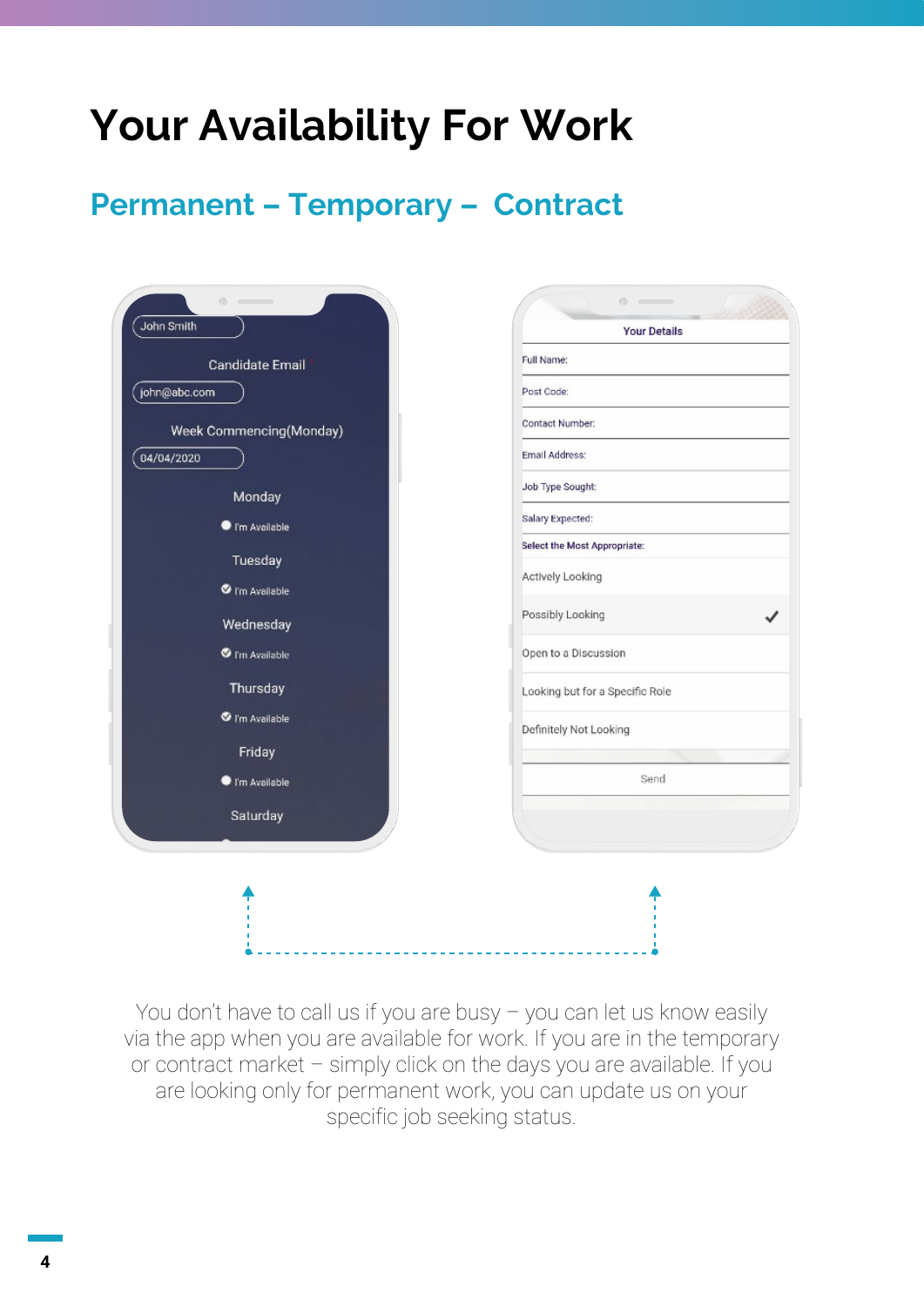# Your Availability For Work

## Permanent – Temporary – Contract

You don't have to call us if you are busy – you can let us know easily via the app when you are available for work. If you are in the temporary or contract market – simply click on the days you are available. If you are looking only for permanent work, you can update us on your specific job seeking status.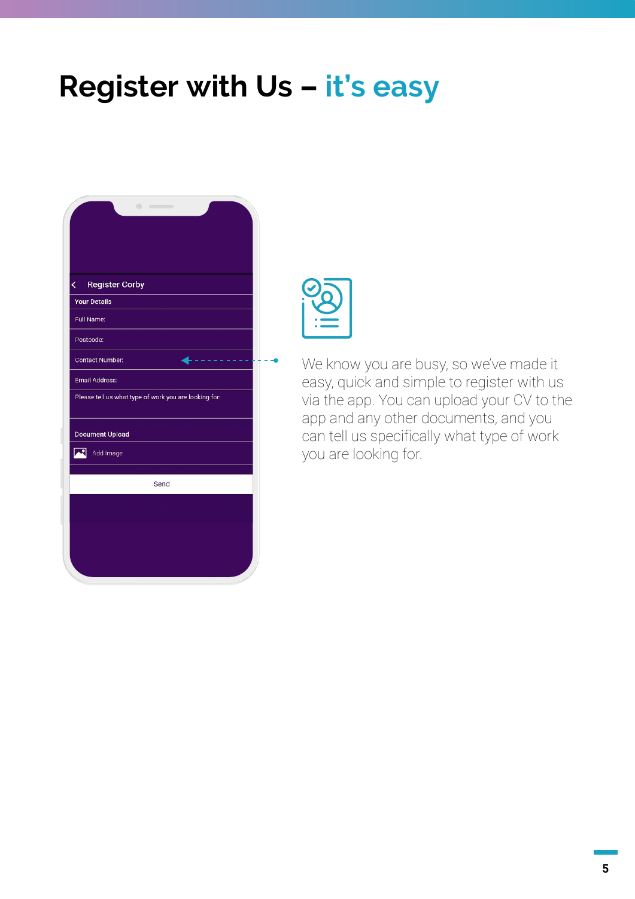# Register with Us – it's easy

Register Corby

Your Details

Full Name:

Postcode:

Contact Number:

Email Address:

Please tell us what type of work you are looking for:

Document Upload

Add Image

Send

We know you are busy, so we've made it easy, quick and simple to register with us via the app. You can upload your CV to the app and any other documents, and you can tell us specifically what type of work you are looking for.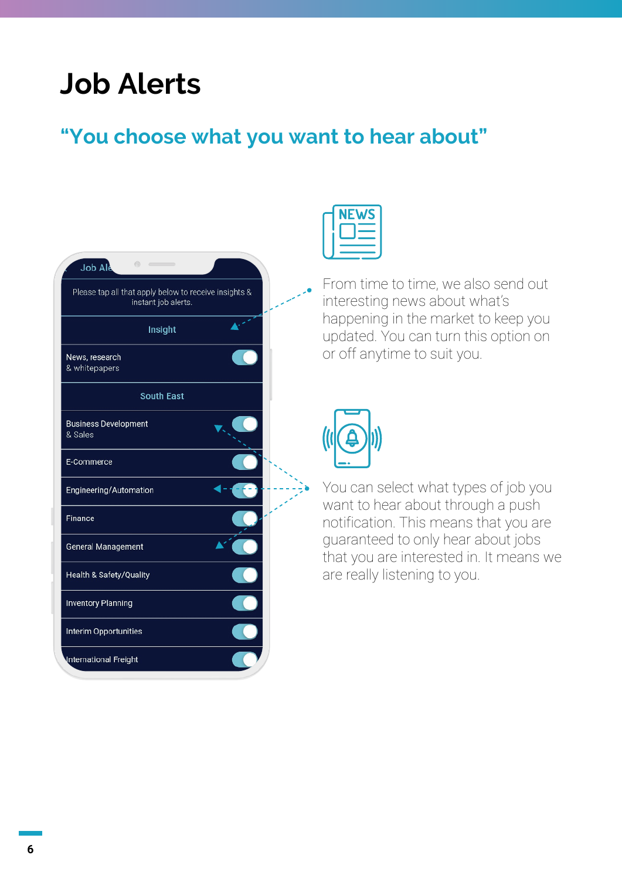# Job Alerts

## "You choose what you want to hear about"

Job Alerts

Please tap all that apply below to receive insights & instant job alerts.

Insight

News, research & whitepapers

South East

Business Development & Sales

E-Commerce

Engineering/Automation

Finance

General Management

Health & Safety/Quality

Inventory Planning

Interim Opportunities

International Freight

From time to time, we also send out interesting news about what's happening in the market to keep you updated. You can turn this option on or off anytime to suit you.

You can select what types of job you want to hear about through a push notification. This means that you are guaranteed to only hear about jobs that you are interested in. It means we are really listening to you.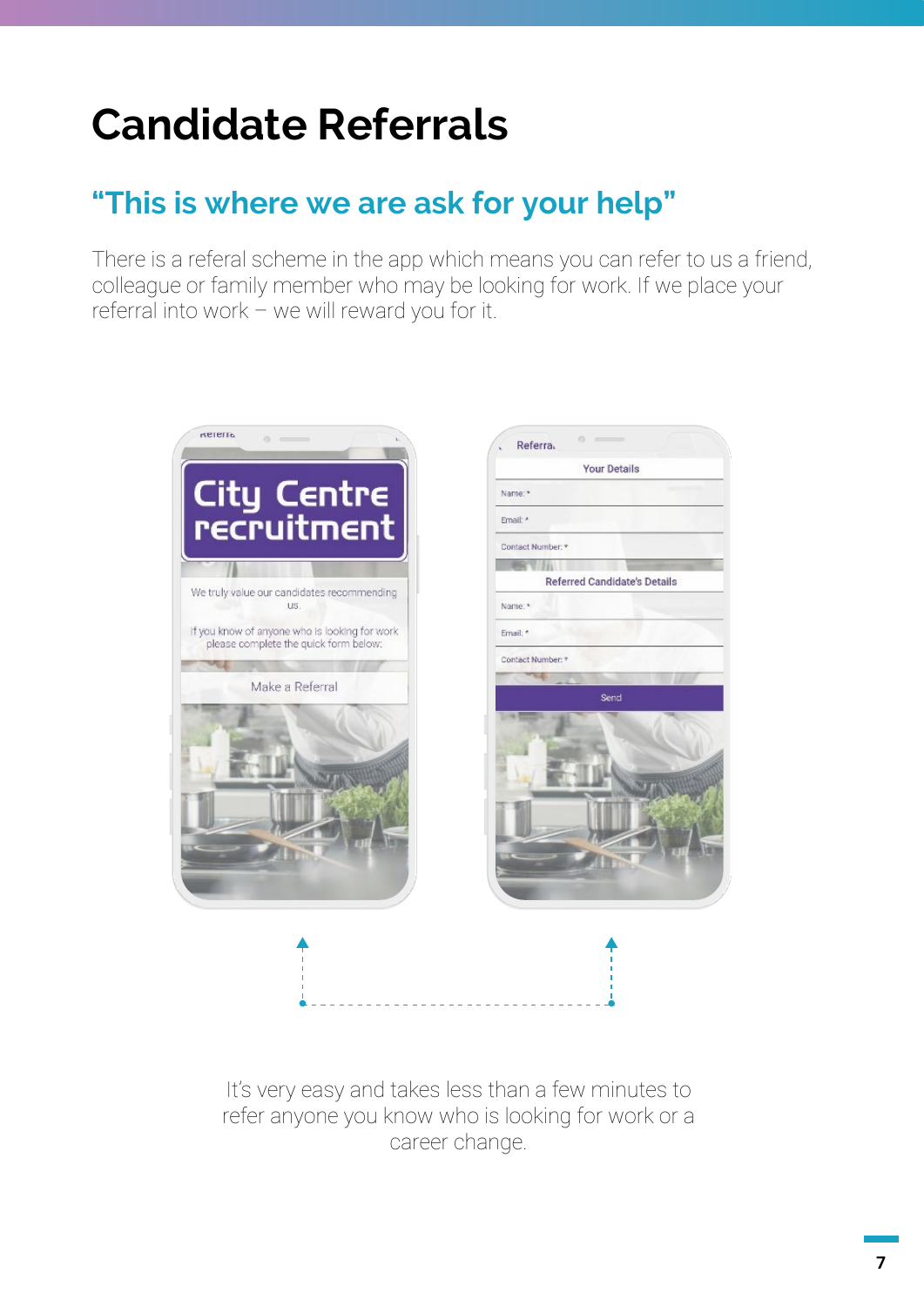# Candidate Referrals

## “This is where we are ask for your help”

There is a referal scheme in the app which means you can refer to us a friend, colleague or family member who may be looking for work. If we place your referral into work – we will reward you for it.

It's very easy and takes less than a few minutes to refer anyone you know who is looking for work or a career change.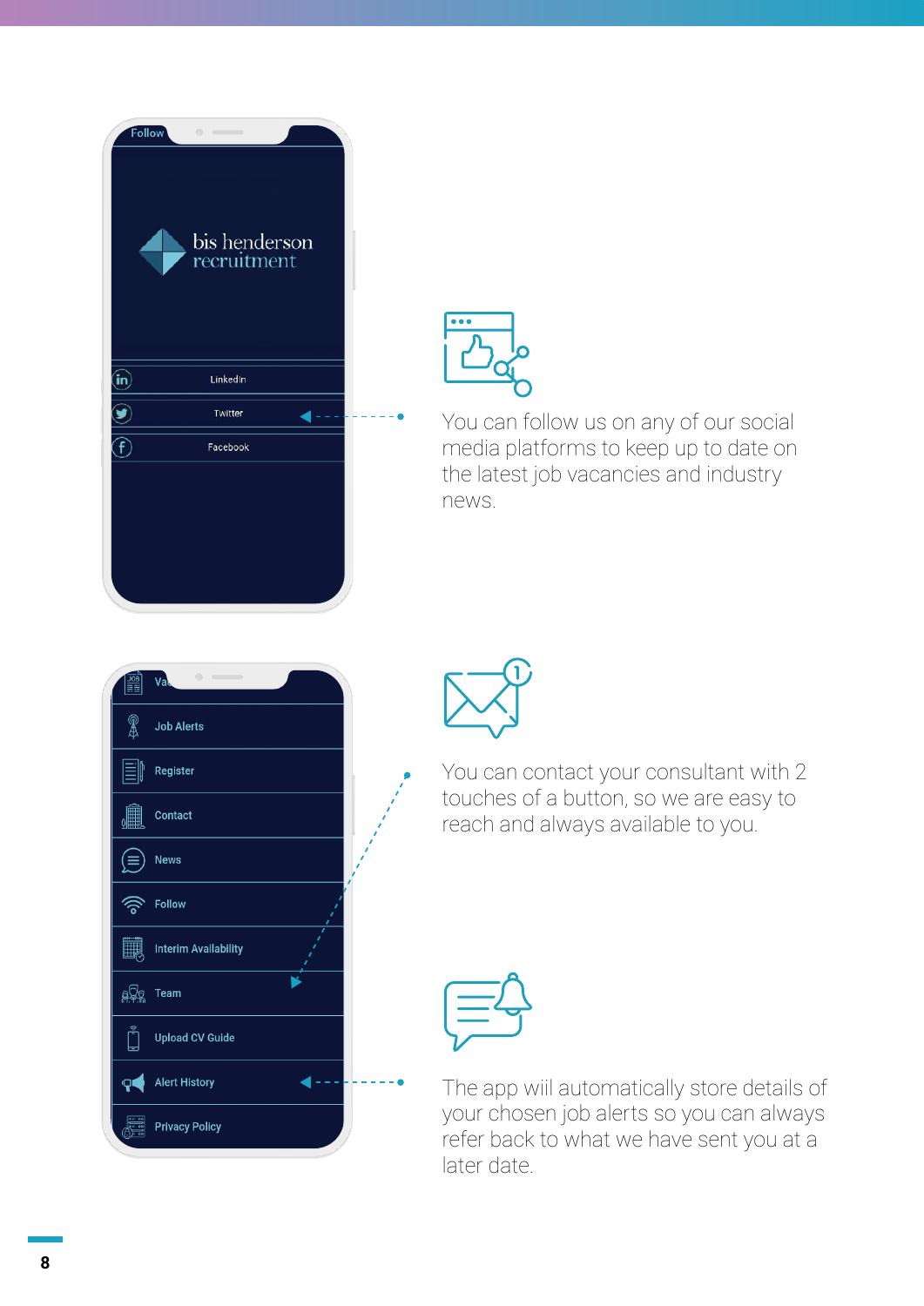Follow

bis henderson recruitment

LinkedIn

Twitter

Facebook

You can follow us on any of our social media platforms to keep up to date on the latest job vacancies and industry news.

Job Alerts

Register

Contact

News

Follow

Interim Availability

Team

Upload CV Guide

Alert History

Privacy Policy

You can contact your consultant with 2 touches of a button, so we are easy to reach and always available to you.

The app wiil automatically store details of your chosen job alerts so you can always refer back to what we have sent you at a later date.